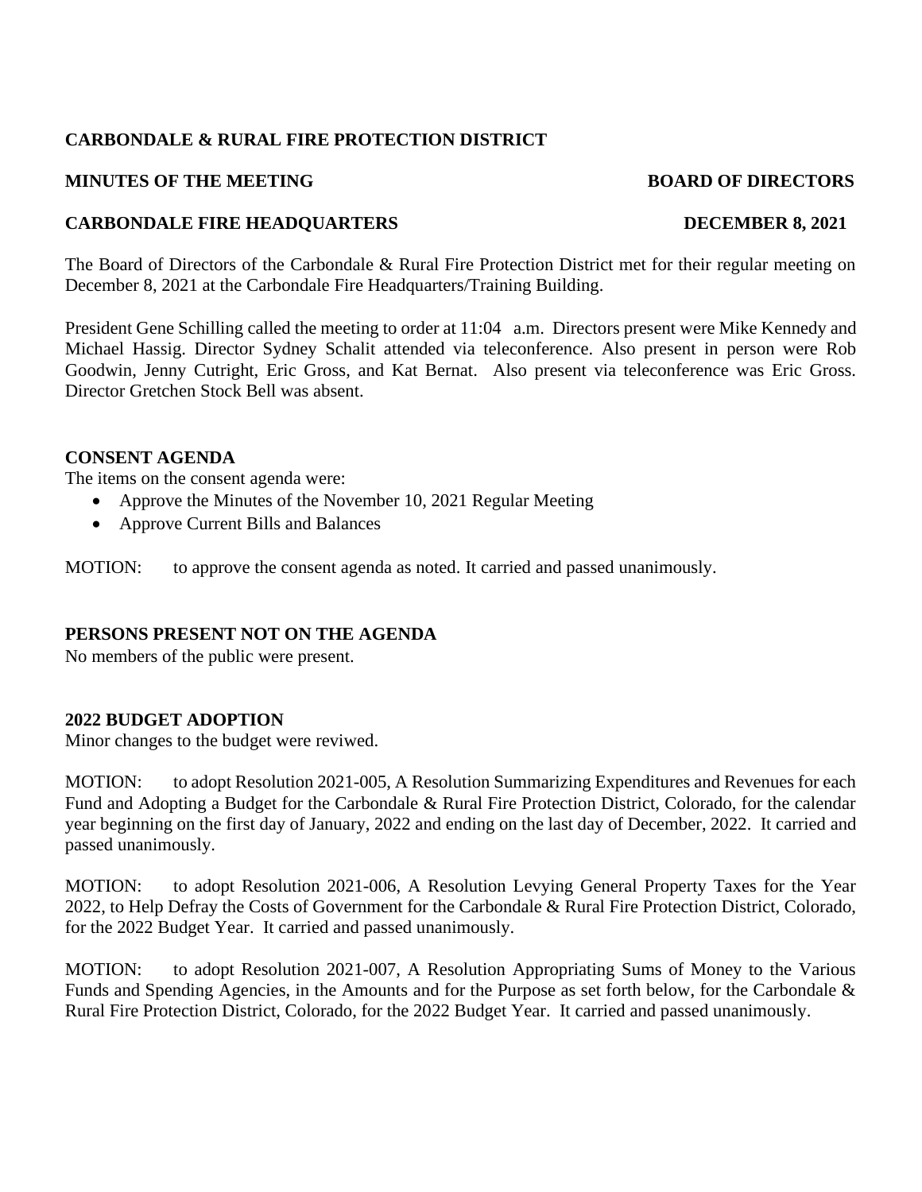**CARBONDALE & RURAL FIRE PROTECTION DISTRICT**

**MINUTES OF THE MEETING** **BOARD OF DIRECTORS**

**CARBONDALE FIRE HEADQUARTERS** **DECEMBER 8, 2021**

The Board of Directors of the Carbondale & Rural Fire Protection District met for their regular meeting on December 8, 2021 at the Carbondale Fire Headquarters/Training Building.

President Gene Schilling called the meeting to order at 11:04 a.m. Directors present were Mike Kennedy and Michael Hassig. Director Sydney Schalit attended via teleconference. Also present in person were Rob Goodwin, Jenny Cutright, Eric Gross, and Kat Bernat. Also present via teleconference was Eric Gross. Director Gretchen Stock Bell was absent.

**CONSENT AGENDA**

The items on the consent agenda were:

- Approve the Minutes of the November 10, 2021 Regular Meeting
- Approve Current Bills and Balances

MOTION: to approve the consent agenda as noted. It carried and passed unanimously.

**PERSONS PRESENT NOT ON THE AGENDA**

No members of the public were present.

**2022 BUDGET ADOPTION**

Minor changes to the budget were reviwed.

MOTION: to adopt Resolution 2021-005, A Resolution Summarizing Expenditures and Revenues for each Fund and Adopting a Budget for the Carbondale & Rural Fire Protection District, Colorado, for the calendar year beginning on the first day of January, 2022 and ending on the last day of December, 2022. It carried and passed unanimously.

MOTION: to adopt Resolution 2021-006, A Resolution Levying General Property Taxes for the Year 2022, to Help Defray the Costs of Government for the Carbondale & Rural Fire Protection District, Colorado, for the 2022 Budget Year. It carried and passed unanimously.

MOTION: to adopt Resolution 2021-007, A Resolution Appropriating Sums of Money to the Various Funds and Spending Agencies, in the Amounts and for the Purpose as set forth below, for the Carbondale & Rural Fire Protection District, Colorado, for the 2022 Budget Year. It carried and passed unanimously.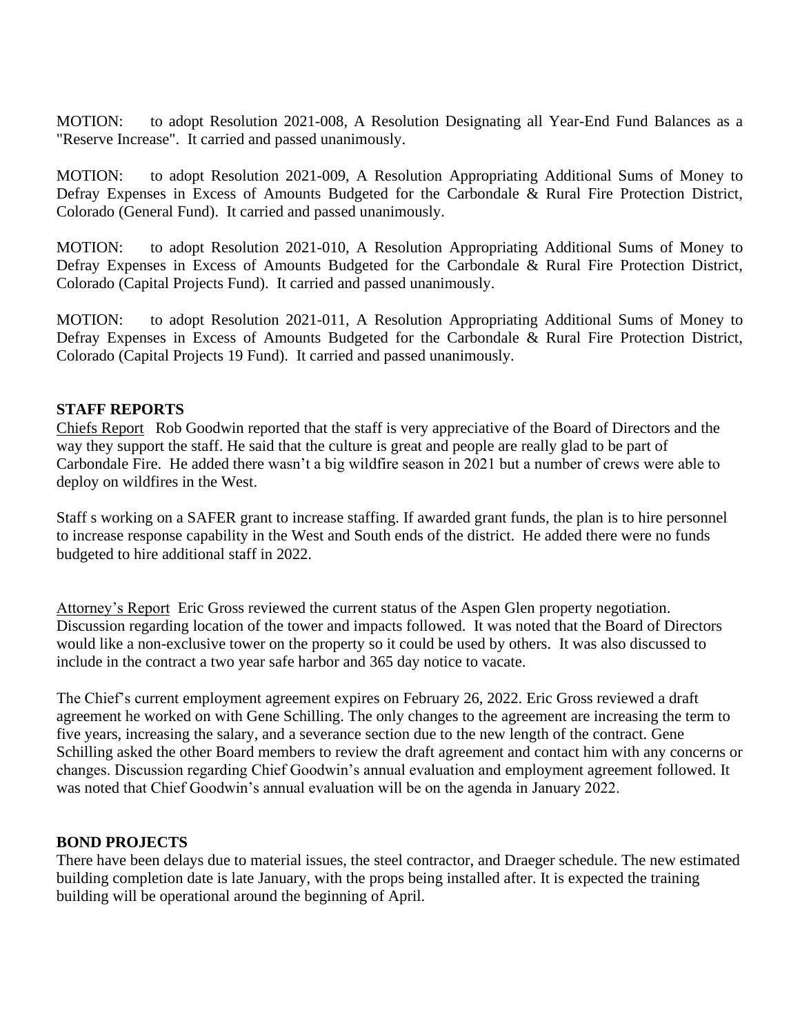MOTION: to adopt Resolution 2021-008, A Resolution Designating all Year-End Fund Balances as a "Reserve Increase". It carried and passed unanimously.

MOTION: to adopt Resolution 2021-009, A Resolution Appropriating Additional Sums of Money to Defray Expenses in Excess of Amounts Budgeted for the Carbondale & Rural Fire Protection District, Colorado (General Fund). It carried and passed unanimously.

MOTION: to adopt Resolution 2021-010, A Resolution Appropriating Additional Sums of Money to Defray Expenses in Excess of Amounts Budgeted for the Carbondale & Rural Fire Protection District, Colorado (Capital Projects Fund). It carried and passed unanimously.

MOTION: to adopt Resolution 2021-011, A Resolution Appropriating Additional Sums of Money to Defray Expenses in Excess of Amounts Budgeted for the Carbondale & Rural Fire Protection District, Colorado (Capital Projects 19 Fund). It carried and passed unanimously.

**STAFF REPORTS**

Chiefs Report Rob Goodwin reported that the staff is very appreciative of the Board of Directors and the way they support the staff. He said that the culture is great and people are really glad to be part of Carbondale Fire. He added there wasn't a big wildfire season in 2021 but a number of crews were able to deploy on wildfires in the West.

Staff s working on a SAFER grant to increase staffing. If awarded grant funds, the plan is to hire personnel to increase response capability in the West and South ends of the district. He added there were no funds budgeted to hire additional staff in 2022.

Attorney's Report Eric Gross reviewed the current status of the Aspen Glen property negotiation. Discussion regarding location of the tower and impacts followed. It was noted that the Board of Directors would like a non-exclusive tower on the property so it could be used by others. It was also discussed to include in the contract a two year safe harbor and 365 day notice to vacate.

The Chief's current employment agreement expires on February 26, 2022. Eric Gross reviewed a draft agreement he worked on with Gene Schilling. The only changes to the agreement are increasing the term to five years, increasing the salary, and a severance section due to the new length of the contract. Gene Schilling asked the other Board members to review the draft agreement and contact him with any concerns or changes. Discussion regarding Chief Goodwin's annual evaluation and employment agreement followed. It was noted that Chief Goodwin's annual evaluation will be on the agenda in January 2022.

**BOND PROJECTS**

There have been delays due to material issues, the steel contractor, and Draeger schedule. The new estimated building completion date is late January, with the props being installed after. It is expected the training building will be operational around the beginning of April.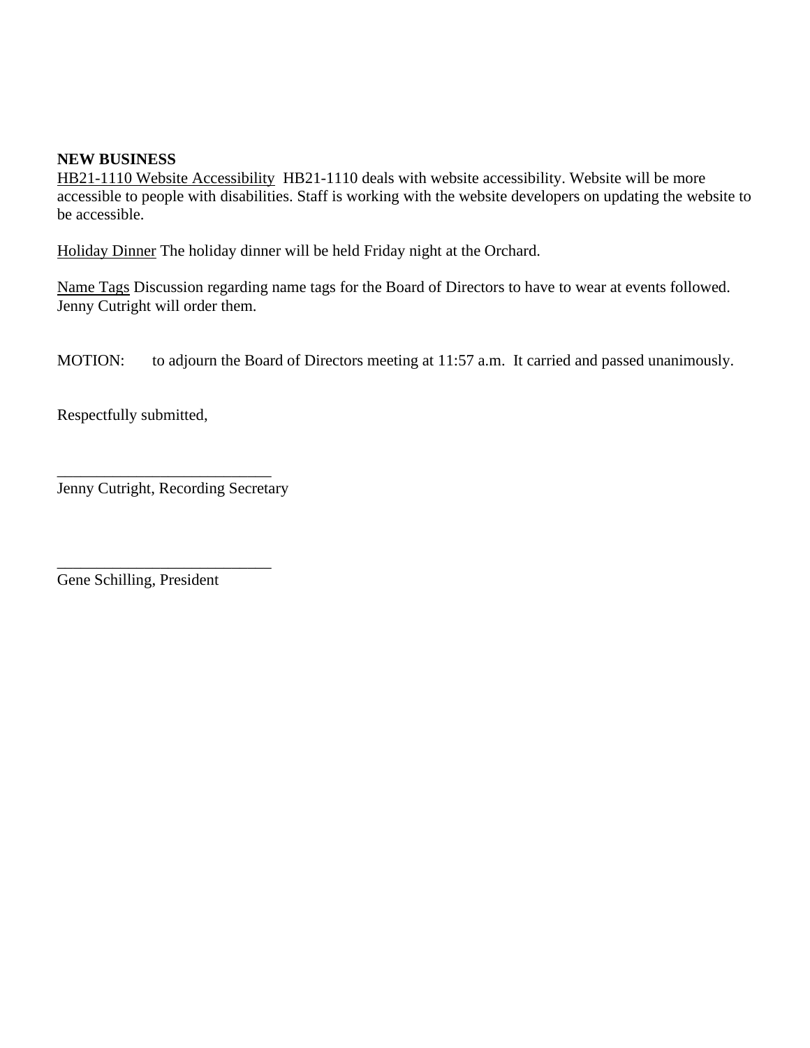**NEW BUSINESS**

<u>HB21-1110 Website Accessibility</u> HB21-1110 deals with website accessibility. Website will be more accessible to people with disabilities. Staff is working with the website developers on updating the website to be accessible.

<u>Holiday Dinner</u> The holiday dinner will be held Friday night at the Orchard.

<u>Name Tags</u> Discussion regarding name tags for the Board of Directors to have to wear at events followed. Jenny Cutright will order them.

MOTION: to adjourn the Board of Directors meeting at 11:57 a.m. It carried and passed unanimously.

Respectfully submitted,

___________________________
Jenny Cutright, Recording Secretary

___________________________
Gene Schilling, President